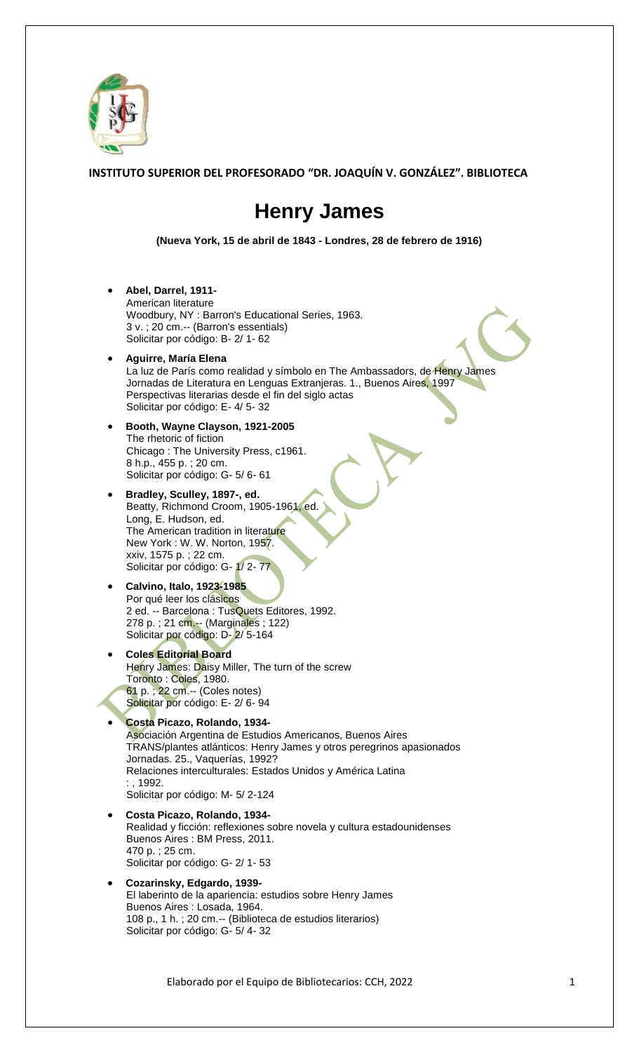**INSTITUTO SUPERIOR DEL PROFESORADO "DR. JOAQUÍN V. GONZÁLEZ". BIBLIOTECA**

# Henry James

**(Nueva York, 15 de abril de 1843 - Londres, 28 de febrero de 1916)**

- **Abel, Darrel, 1911-**
  American literature
  Woodbury, NY : Barron's Educational Series, 1963.
  3 v. ; 20 cm.-- (Barron's essentials)
  Solicitar por código: B- 2/ 1- 62

- **Aguirre, María Elena**
  La luz de París como realidad y símbolo en The Ambassadors, de Henry James
  Jornadas de Literatura en Lenguas Extranjeras. 1., Buenos Aires, 1997
  Perspectivas literarias desde el fin del siglo actas
  Solicitar por código: E- 4/ 5- 32

- **Booth, Wayne Clayson, 1921-2005**
  The rhetoric of fiction
  Chicago : The University Press, c1961.
  8 h.p., 455 p. ; 20 cm.
  Solicitar por código: G- 5/ 6- 61

- **Bradley, Sculley, 1897-, ed.**
  Beatty, Richmond Croom, 1905-1961, ed.
  Long, E. Hudson, ed.
  The American tradition in literature
  New York : W. W. Norton, 1957.
  xxiv, 1575 p. ; 22 cm.
  Solicitar por código: G- 1/ 2- 77

- **Calvino, Italo, 1923-1985**
  Por qué leer los clásicos
  2 ed. -- Barcelona : TusQuets Editores, 1992.
  278 p. ; 21 cm.-- (Marginales ; 122)
  Solicitar por código: D- 2/ 5-164

- **Coles Editorial Board**
  Henry James: Daisy Miller, The turn of the screw
  Toronto : Coles, 1980.
  61 p. ; 22 cm.-- (Coles notes)
  Solicitar por código: E- 2/ 6- 94

- **Costa Picazo, Rolando, 1934-**
  Asociación Argentina de Estudios Americanos, Buenos Aires
  TRANS/plantes atlánticos: Henry James y otros peregrinos apasionados
  Jornadas. 25., Vaquerías, 1992?
  Relaciones interculturales: Estados Unidos y América Latina
  : , 1992.
  Solicitar por código: M- 5/ 2-124

- **Costa Picazo, Rolando, 1934-**
  Realidad y ficción: reflexiones sobre novela y cultura estadounidenses
  Buenos Aires : BM Press, 2011.
  470 p. ; 25 cm.
  Solicitar por código: G- 2/ 1- 53

- **Cozarinsky, Edgardo, 1939-**
  El laberinto de la apariencia: estudios sobre Henry James
  Buenos Aires : Losada, 1964.
  108 p., 1 h. ; 20 cm.-- (Biblioteca de estudios literarios)
  Solicitar por código: G- 5/ 4- 32

Elaborado por el Equipo de Bibliotecarios: CCH, 2022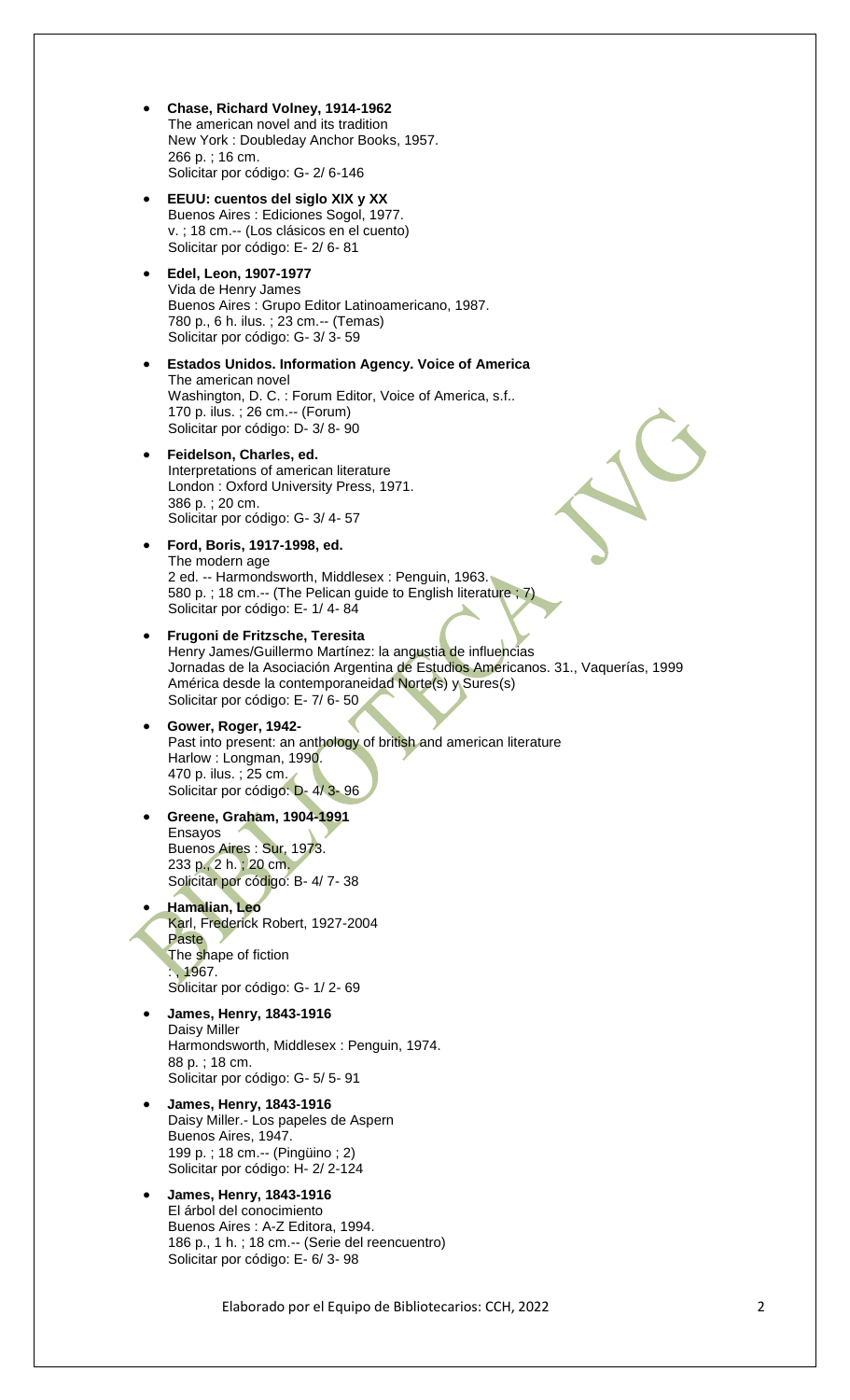- **Chase, Richard Volney, 1914-1962**
  The american novel and its tradition
  New York : Doubleday Anchor Books, 1957.
  266 p. ; 16 cm.
  Solicitar por código: G- 2/ 6-146

- **EEUU: cuentos del siglo XIX y XX**
  Buenos Aires : Ediciones Sogol, 1977.
  v. ; 18 cm.-- (Los clásicos en el cuento)
  Solicitar por código: E- 2/ 6- 81

- **Edel, Leon, 1907-1977**
  Vida de Henry James
  Buenos Aires : Grupo Editor Latinoamericano, 1987.
  780 p., 6 h. ilus. ; 23 cm.-- (Temas)
  Solicitar por código: G- 3/ 3- 59

- **Estados Unidos. Information Agency. Voice of America**
  The american novel
  Washington, D. C. : Forum Editor, Voice of America, s.f..
  170 p. ilus. ; 26 cm.-- (Forum)
  Solicitar por código: D- 3/ 8- 90

- **Feidelson, Charles, ed.**
  Interpretations of american literature
  London : Oxford University Press, 1971.
  386 p. ; 20 cm.
  Solicitar por código: G- 3/ 4- 57

- **Ford, Boris, 1917-1998, ed.**
  The modern age
  2 ed. -- Harmondsworth, Middlesex : Penguin, 1963.
  580 p. ; 18 cm.-- (The Pelican guide to English literature ; 7)
  Solicitar por código: E- 1/ 4- 84

- **Frugoni de Fritzsche, Teresita**
  Henry James/Guillermo Martínez: la angustia de influencias
  Jornadas de la Asociación Argentina de Estudios Americanos. 31., Vaquerías, 1999
  América desde la contemporaneidad Norte(s) y Sures(s)
  Solicitar por código: E- 7/ 6- 50

- **Gower, Roger, 1942-**
  Past into present: an anthology of british and american literature
  Harlow : Longman, 1990.
  470 p. ilus. ; 25 cm.
  Solicitar por código: D- 4/ 3- 96

- **Greene, Graham, 1904-1991**
  Ensayos
  Buenos Aires : Sur, 1973.
  233 p., 2 h. ; 20 cm.
  Solicitar por código: B- 4/ 7- 38

- **Hamalian, Leo**
  Karl, Frederick Robert, 1927-2004
  Paste
  The shape of fiction
  : , 1967.
  Solicitar por código: G- 1/ 2- 69

- **James, Henry, 1843-1916**
  Daisy Miller
  Harmondsworth, Middlesex : Penguin, 1974.
  88 p. ; 18 cm.
  Solicitar por código: G- 5/ 5- 91

- **James, Henry, 1843-1916**
  Daisy Miller.- Los papeles de Aspern
  Buenos Aires, 1947.
  199 p. ; 18 cm.-- (Pingüino ; 2)
  Solicitar por código: H- 2/ 2-124

- **James, Henry, 1843-1916**
  El árbol del conocimiento
  Buenos Aires : A-Z Editora, 1994.
  186 p., 1 h. ; 18 cm.-- (Serie del reencuentro)
  Solicitar por código: E- 6/ 3- 98

Elaborado por el Equipo de Bibliotecarios: CCH, 2022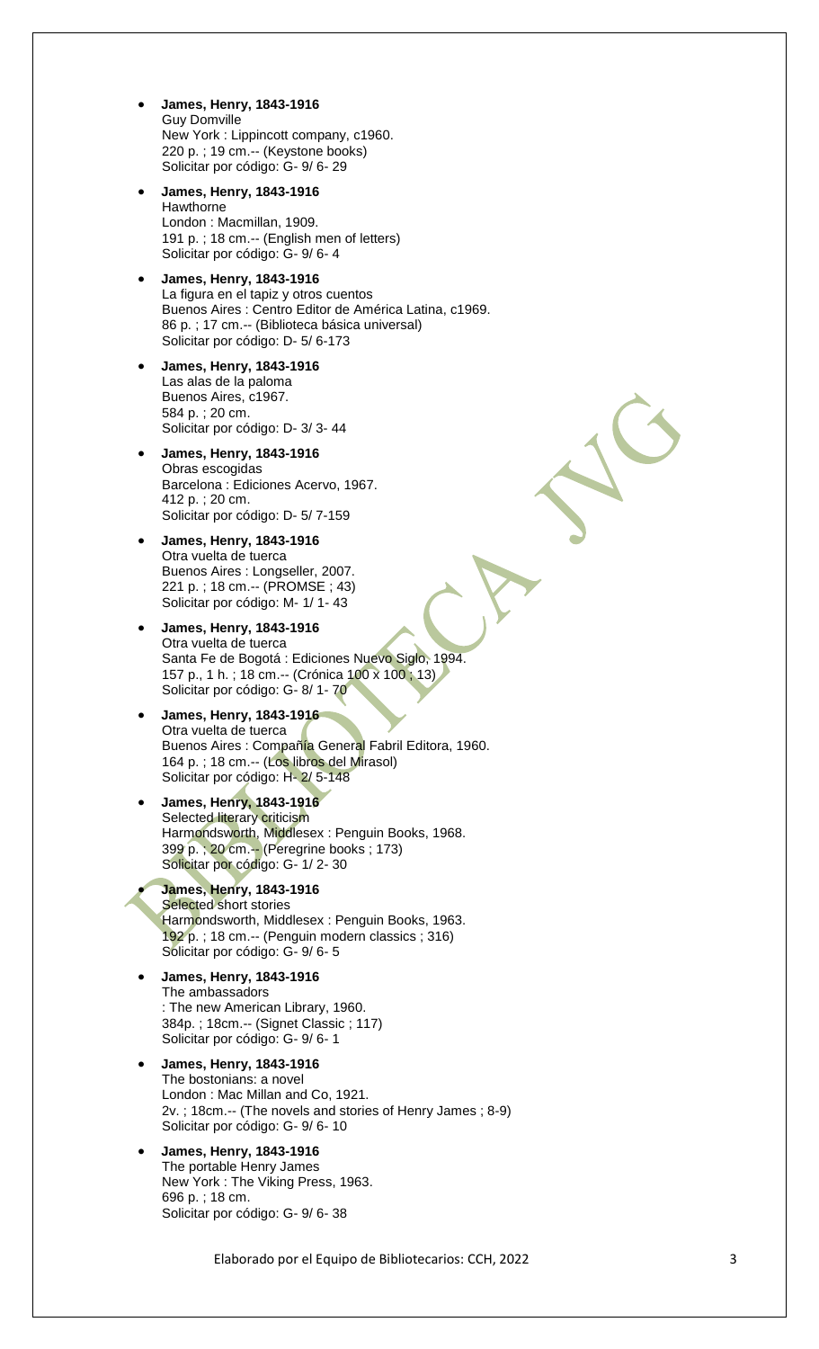- **James, Henry, 1843-1916**
  Guy Domville
  New York : Lippincott company, c1960.
  220 p. ; 19 cm.-- (Keystone books)
  Solicitar por código: G- 9/ 6- 29

- **James, Henry, 1843-1916**
  Hawthorne
  London : Macmillan, 1909.
  191 p. ; 18 cm.-- (English men of letters)
  Solicitar por código: G- 9/ 6- 4

- **James, Henry, 1843-1916**
  La figura en el tapiz y otros cuentos
  Buenos Aires : Centro Editor de América Latina, c1969.
  86 p. ; 17 cm.-- (Biblioteca básica universal)
  Solicitar por código: D- 5/ 6-173

- **James, Henry, 1843-1916**
  Las alas de la paloma
  Buenos Aires, c1967.
  584 p. ; 20 cm.
  Solicitar por código: D- 3/ 3- 44

- **James, Henry, 1843-1916**
  Obras escogidas
  Barcelona : Ediciones Acervo, 1967.
  412 p. ; 20 cm.
  Solicitar por código: D- 5/ 7-159

- **James, Henry, 1843-1916**
  Otra vuelta de tuerca
  Buenos Aires : Longseller, 2007.
  221 p. ; 18 cm.-- (PROMSE ; 43)
  Solicitar por código: M- 1/ 1- 43

- **James, Henry, 1843-1916**
  Otra vuelta de tuerca
  Santa Fe de Bogotá : Ediciones Nuevo Siglo, 1994.
  157 p., 1 h. ; 18 cm.-- (Crónica 100 x 100 ; 13)
  Solicitar por código: G- 8/ 1- 70

- **James, Henry, 1843-1916**
  Otra vuelta de tuerca
  Buenos Aires : Compañía General Fabril Editora, 1960.
  164 p. ; 18 cm.-- (Los libros del Mirasol)
  Solicitar por código: H- 2/ 5-148

- **James, Henry, 1843-1916**
  Selected literary criticism
  Harmondsworth, Middlesex : Penguin Books, 1968.
  399 p. ; 20 cm.-- (Peregrine books ; 173)
  Solicitar por código: G- 1/ 2- 30

- **James, Henry, 1843-1916**
  Selected short stories
  Harmondsworth, Middlesex : Penguin Books, 1963.
  192 p. ; 18 cm.-- (Penguin modern classics ; 316)
  Solicitar por código: G- 9/ 6- 5

- **James, Henry, 1843-1916**
  The ambassadors
  : The new American Library, 1960.
  384p. ; 18cm.-- (Signet Classic ; 117)
  Solicitar por código: G- 9/ 6- 1

- **James, Henry, 1843-1916**
  The bostonians: a novel
  London : Mac Millan and Co, 1921.
  2v. ; 18cm.-- (The novels and stories of Henry James ; 8-9)
  Solicitar por código: G- 9/ 6- 10

- **James, Henry, 1843-1916**
  The portable Henry James
  New York : The Viking Press, 1963.
  696 p. ; 18 cm.
  Solicitar por código: G- 9/ 6- 38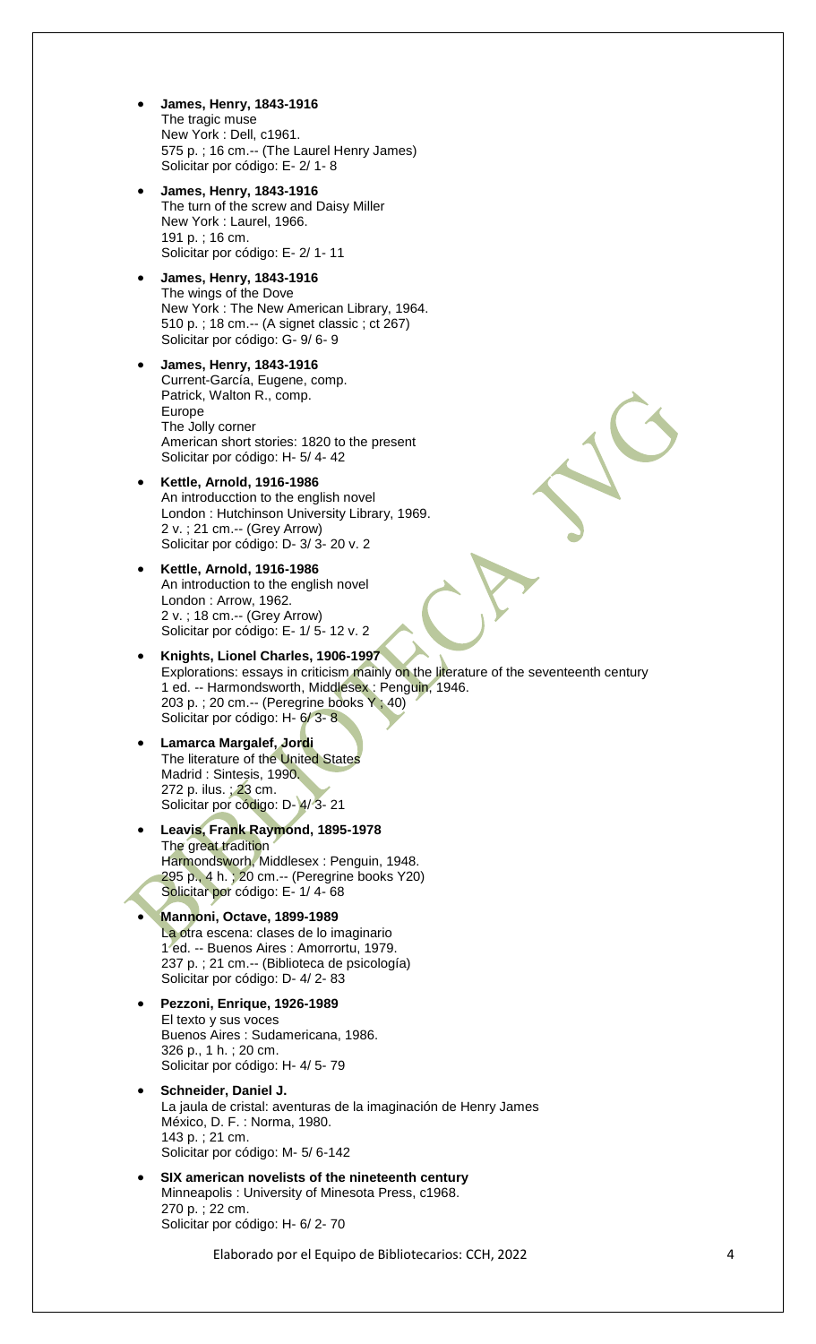- **James, Henry, 1843-1916**
  The tragic muse
  New York : Dell, c1961.
  575 p. ; 16 cm.-- (The Laurel Henry James)
  Solicitar por código: E- 2/ 1- 8

- **James, Henry, 1843-1916**
  The turn of the screw and Daisy Miller
  New York : Laurel, 1966.
  191 p. ; 16 cm.
  Solicitar por código: E- 2/ 1- 11

- **James, Henry, 1843-1916**
  The wings of the Dove
  New York : The New American Library, 1964.
  510 p. ; 18 cm.-- (A signet classic ; ct 267)
  Solicitar por código: G- 9/ 6- 9

- **James, Henry, 1843-1916**
  Current-García, Eugene, comp.
  Patrick, Walton R., comp.
  Europe
  The Jolly corner
  American short stories: 1820 to the present
  Solicitar por código: H- 5/ 4- 42

- **Kettle, Arnold, 1916-1986**
  An introducction to the english novel
  London : Hutchinson University Library, 1969.
  2 v. ; 21 cm.-- (Grey Arrow)
  Solicitar por código: D- 3/ 3- 20 v. 2

- **Kettle, Arnold, 1916-1986**
  An introduction to the english novel
  London : Arrow, 1962.
  2 v. ; 18 cm.-- (Grey Arrow)
  Solicitar por código: E- 1/ 5- 12 v. 2

- **Knights, Lionel Charles, 1906-1997**
  Explorations: essays in criticism mainly on the literature of the seventeenth century
  1 ed. -- Harmondsworth, Middlesex : Penguin, 1946.
  203 p. ; 20 cm.-- (Peregrine books Y ; 40)
  Solicitar por código: H- 6/ 3- 8

- **Lamarca Margalef, Jordi**
  The literature of the United States
  Madrid : Sintesis, 1990.
  272 p. ilus. ; 23 cm.
  Solicitar por código: D- 4/ 3- 21

- **Leavis, Frank Raymond, 1895-1978**
  The great tradition
  Harmondsworth, Middlesex : Penguin, 1948.
  295 p., 4 h. ; 20 cm.-- (Peregrine books Y20)
  Solicitar por código: E- 1/ 4- 68

- **Mannoni, Octave, 1899-1989**
  La otra escena: clases de lo imaginario
  1 ed. -- Buenos Aires : Amorrortu, 1979.
  237 p. ; 21 cm.-- (Biblioteca de psicología)
  Solicitar por código: D- 4/ 2- 83

- **Pezzoni, Enrique, 1926-1989**
  El texto y sus voces
  Buenos Aires : Sudamericana, 1986.
  326 p., 1 h. ; 20 cm.
  Solicitar por código: H- 4/ 5- 79

- **Schneider, Daniel J.**
  La jaula de cristal: aventuras de la imaginación de Henry James
  México, D. F. : Norma, 1980.
  143 p. ; 21 cm.
  Solicitar por código: M- 5/ 6-142

- **SIX american novelists of the nineteenth century**
  Minneapolis : University of Minesota Press, c1968.
  270 p. ; 22 cm.
  Solicitar por código: H- 6/ 2- 70

Elaborado por el Equipo de Bibliotecarios: CCH, 2022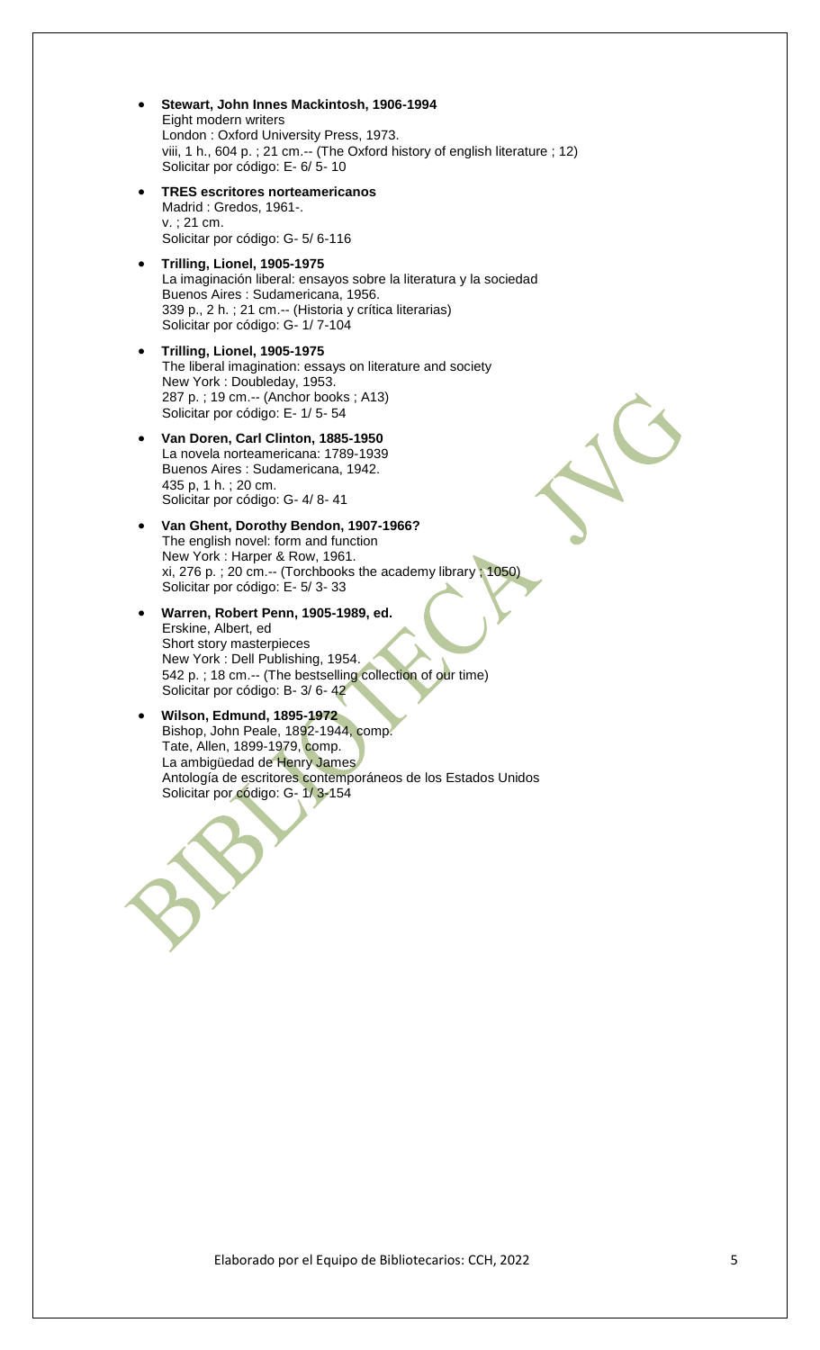- **Stewart, John Innes Mackintosh, 1906-1994**
  Eight modern writers
  London : Oxford University Press, 1973.
  viii, 1 h., 604 p. ; 21 cm.-- (The Oxford history of english literature ; 12)
  Solicitar por código: E- 6/ 5- 10

- **TRES escritores norteamericanos**
  Madrid : Gredos, 1961-.
  v. ; 21 cm.
  Solicitar por código: G- 5/ 6-116

- **Trilling, Lionel, 1905-1975**
  La imaginación liberal: ensayos sobre la literatura y la sociedad
  Buenos Aires : Sudamericana, 1956.
  339 p., 2 h. ; 21 cm.-- (Historia y crítica literarias)
  Solicitar por código: G- 1/ 7-104

- **Trilling, Lionel, 1905-1975**
  The liberal imagination: essays on literature and society
  New York : Doubleday, 1953.
  287 p. ; 19 cm.-- (Anchor books ; A13)
  Solicitar por código: E- 1/ 5- 54

- **Van Doren, Carl Clinton, 1885-1950**
  La novela norteamericana: 1789-1939
  Buenos Aires : Sudamericana, 1942.
  435 p, 1 h. ; 20 cm.
  Solicitar por código: G- 4/ 8- 41

- **Van Ghent, Dorothy Bendon, 1907-1966?**
  The english novel: form and function
  New York : Harper & Row, 1961.
  xi, 276 p. ; 20 cm.-- (Torchbooks the academy library ; 1050)
  Solicitar por código: E- 5/ 3- 33

- **Warren, Robert Penn, 1905-1989, ed.**
  Erskine, Albert, ed
  Short story masterpieces
  New York : Dell Publishing, 1954.
  542 p. ; 18 cm.-- (The bestselling collection of our time)
  Solicitar por código: B- 3/ 6- 42

- **Wilson, Edmund, 1895-1972**
  Bishop, John Peale, 1892-1944, comp.
  Tate, Allen, 1899-1979, comp.
  La ambigüedad de Henry James
  Antología de escritores contemporáneos de los Estados Unidos
  Solicitar por código: G- 1/ 3-154

Elaborado por el Equipo de Bibliotecarios: CCH, 2022